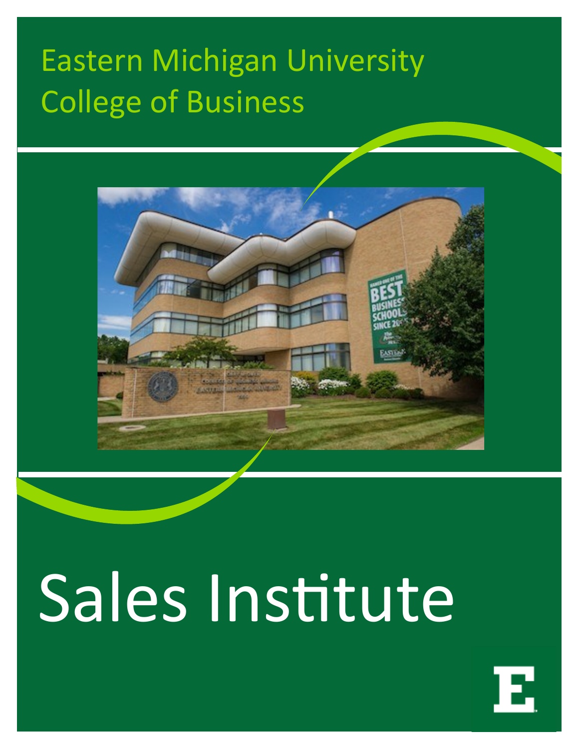Eastern Michigan University
College of Business

# Sales Institute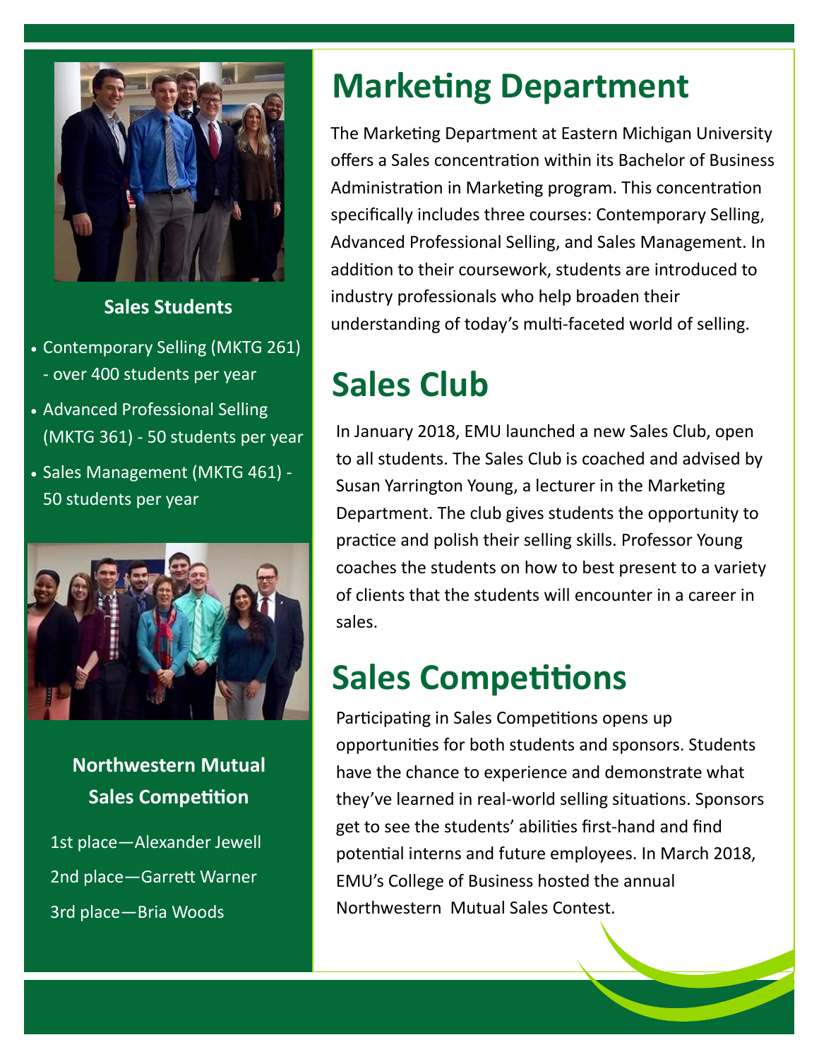**Sales Students**

- Contemporary Selling (MKTG 261) - over 400 students per year
- Advanced Professional Selling (MKTG 361) - 50 students per year
- Sales Management (MKTG 461) - 50 students per year

**Northwestern Mutual Sales Competition**

1st place—Alexander Jewell

2nd place—Garrett Warner

3rd place—Bria Woods

# Marketing Department

The Marketing Department at Eastern Michigan University offers a Sales concentration within its Bachelor of Business Administration in Marketing program. This concentration specifically includes three courses: Contemporary Selling, Advanced Professional Selling, and Sales Management. In addition to their coursework, students are introduced to industry professionals who help broaden their understanding of today's multi-faceted world of selling.

# Sales Club

In January 2018, EMU launched a new Sales Club, open to all students. The Sales Club is coached and advised by Susan Yarrington Young, a lecturer in the Marketing Department. The club gives students the opportunity to practice and polish their selling skills. Professor Young coaches the students on how to best present to a variety of clients that the students will encounter in a career in sales.

# Sales Competitions

Participating in Sales Competitions opens up opportunities for both students and sponsors. Students have the chance to experience and demonstrate what they've learned in real-world selling situations. Sponsors get to see the students' abilities first-hand and find potential interns and future employees. In March 2018, EMU's College of Business hosted the annual Northwestern Mutual Sales Contest.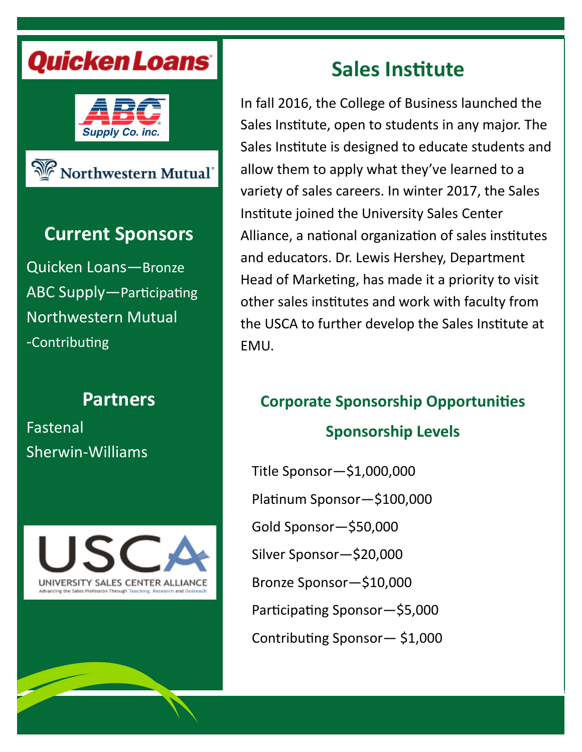# Sales Institute

In fall 2016, the College of Business launched the Sales Institute, open to students in any major. The Sales Institute is designed to educate students and allow them to apply what they've learned to a variety of sales careers. In winter 2017, the Sales Institute joined the University Sales Center Alliance, a national organization of sales institutes and educators. Dr. Lewis Hershey, Department Head of Marketing, has made it a priority to visit other sales institutes and work with faculty from the USCA to further develop the Sales Institute at EMU.

## Corporate Sponsorship Opportunities

### Sponsorship Levels

Title Sponsor—$1,000,000

Platinum Sponsor—$100,000

Gold Sponsor—$50,000

Silver Sponsor—$20,000

Bronze Sponsor—$10,000

Participating Sponsor—$5,000

Contributing Sponsor— $1,000

## Current Sponsors

Quicken Loans—Bronze

ABC Supply—Participating

Northwestern Mutual -Contributing

## Partners

Fastenal

Sherwin-Williams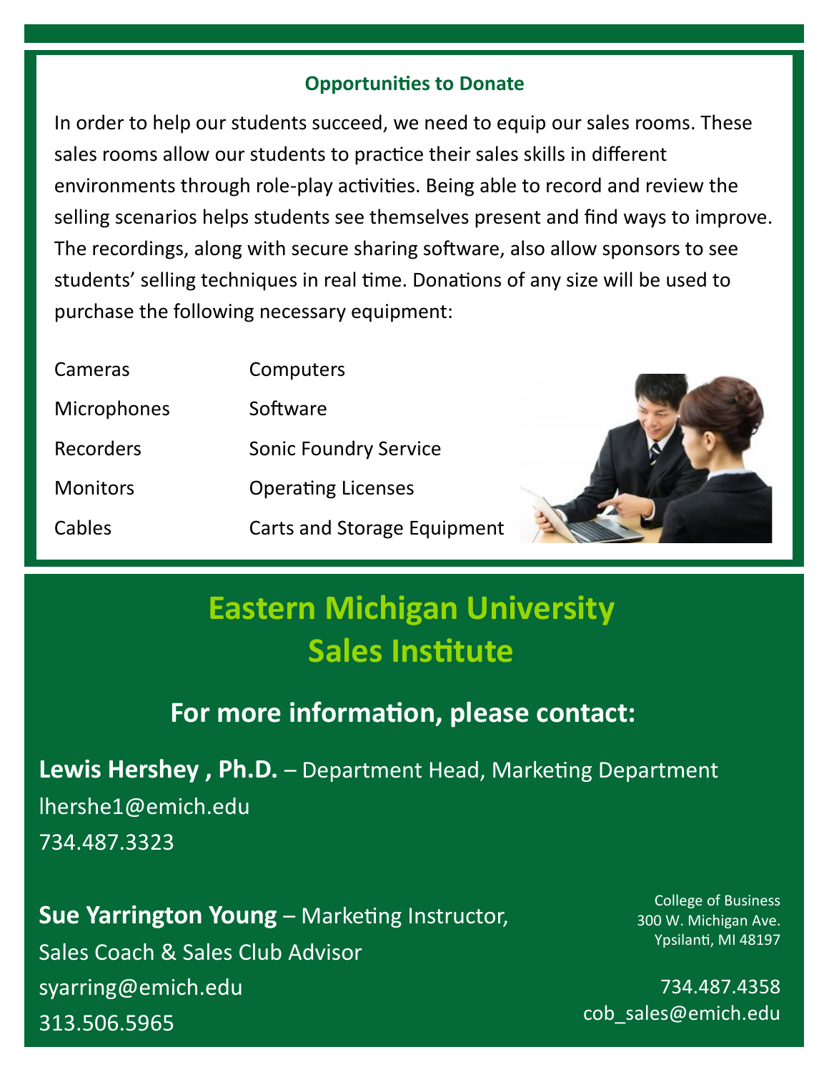## Opportunities to Donate

In order to help our students succeed, we need to equip our sales rooms. These sales rooms allow our students to practice their sales skills in different environments through role-play activities. Being able to record and review the selling scenarios helps students see themselves present and find ways to improve. The recordings, along with secure sharing software, also allow sponsors to see students' selling techniques in real time. Donations of any size will be used to purchase the following necessary equipment:

- Cameras
- Microphones
- Recorders
- Monitors
- Cables
- Computers
- Software
- Sonic Foundry Service
- Operating Licenses
- Carts and Storage Equipment

# Eastern Michigan University Sales Institute

## For more information, please contact:

**Lewis Hershey , Ph.D.** – Department Head, Marketing Department
lhershe1@emich.edu
734.487.3323

**Sue Yarrington Young** – Marketing Instructor, Sales Coach & Sales Club Advisor
syarring@emich.edu
313.506.5965

College of Business
300 W. Michigan Ave.
Ypsilanti, MI 48197

734.487.4358
cob_sales@emich.edu